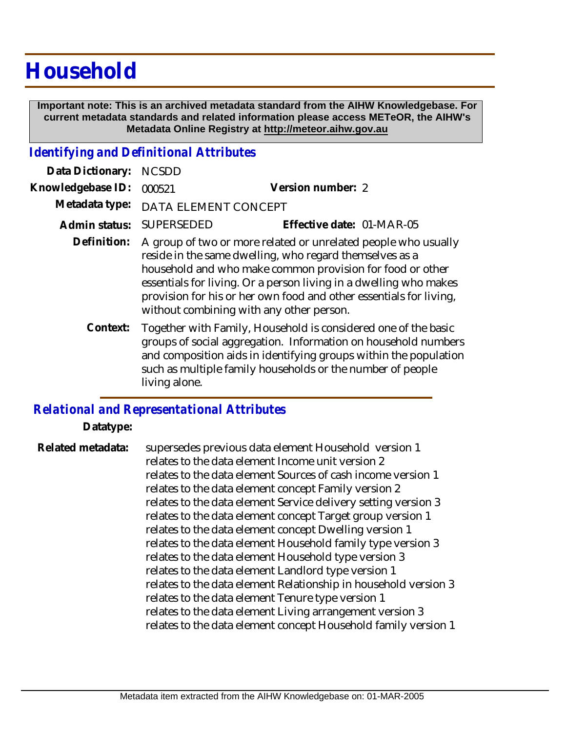# Household

**Important note: This is an archived metadata standard from the AIHW Knowledgebase. For current metadata standards and related information please access METeOR, the AIHW's Metadata Online Registry at http://meteor.aihw.gov.au**

## *Identifying and Definitional Attributes*

**Data Dictionary:** NCSDD

**Knowledgebase ID:** 000521 **Version number:** 2

**Metadata type:** DATA ELEMENT CONCEPT

**Admin status:** SUPERSEDED **Effective date:** 01-MAR-05

**Definition:** A group of two or more related or unrelated people who usually reside in the same dwelling, who regard themselves as a household and who make common provision for food or other essentials for living. Or a person living in a dwelling who makes provision for his or her own food and other essentials for living, without combining with any other person.

**Context:** Together with Family, Household is considered one of the basic groups of social aggregation. Information on household numbers and composition aids in identifying groups within the population such as multiple family households or the number of people living alone.

## *Relational and Representational Attributes*

**Datatype:**

**Related metadata:**
supersedes previous data element Household version 1
relates to the data element Income unit version 2
relates to the data element Sources of cash income version 1
relates to the data element concept Family version 2
relates to the data element Service delivery setting version 3
relates to the data element concept Target group version 1
relates to the data element concept Dwelling version 1
relates to the data element Household family type version 3
relates to the data element Household type version 3
relates to the data element Landlord type version 1
relates to the data element Relationship in household version 3
relates to the data element Tenure type version 1
relates to the data element Living arrangement version 3
relates to the data element concept Household family version 1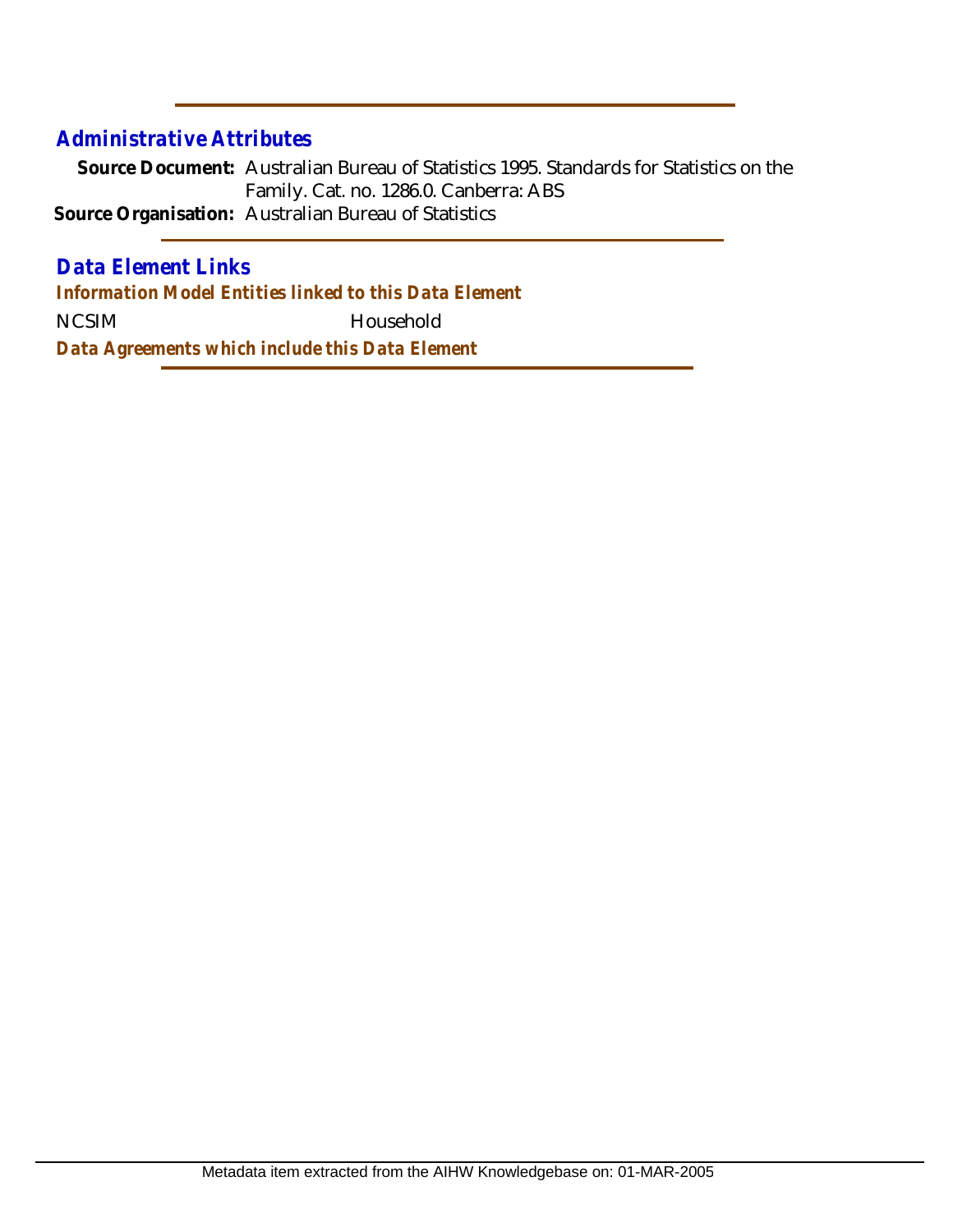## Administrative Attributes

**Source Document:** Australian Bureau of Statistics 1995. Standards for Statistics on the Family. Cat. no. 1286.0. Canberra: ABS

**Source Organisation:** Australian Bureau of Statistics

## Data Element Links

### Information Model Entities linked to this Data Element

| | |
|---|---|
| NCSIM | Household |

### Data Agreements which include this Data Element

Metadata item extracted from the AIHW Knowledgebase on: 01-MAR-2005